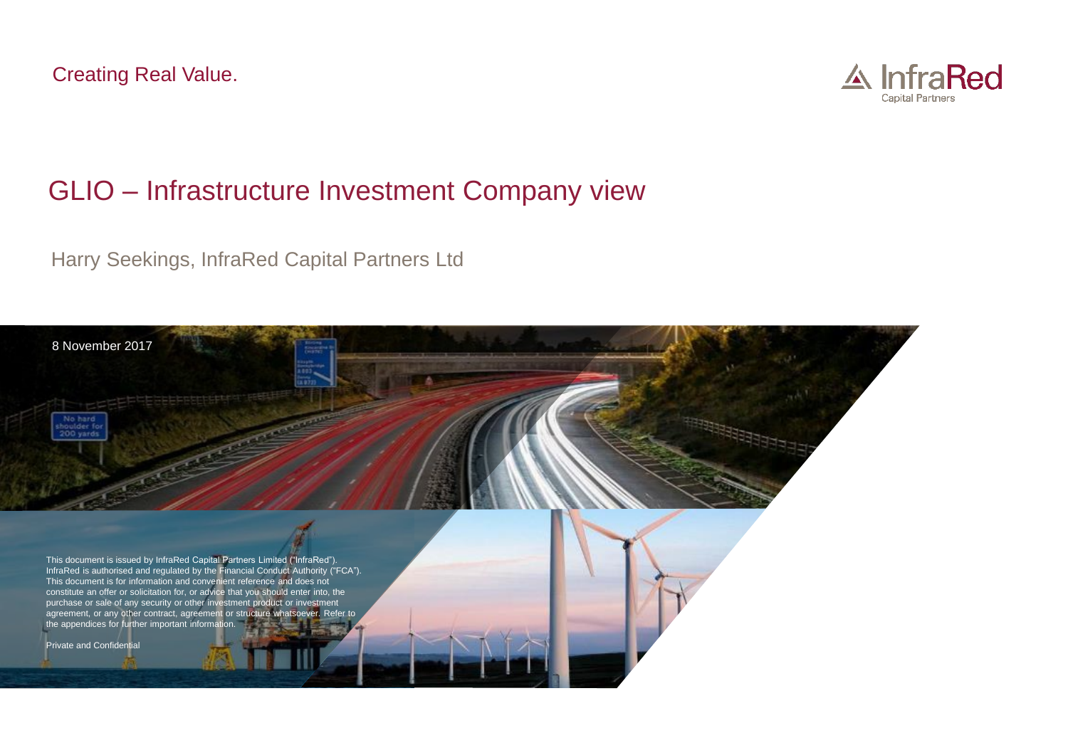Creating Real Value.

InfraRed
Capital Partners

# GLIO – Infrastructure Investment Company view

Harry Seekings, InfraRed Capital Partners Ltd

8 November 2017

This document is issued by InfraRed Capital Partners Limited ("InfraRed"). InfraRed is authorised and regulated by the Financial Conduct Authority ("FCA"). This document is for information and convenient reference and does not constitute an offer or solicitation for, or advice that you should enter into, the purchase or sale of any security or other investment product or investment agreement, or any other contract, agreement or structure whatsoever. Refer to the appendices for further important information.

Private and Confidential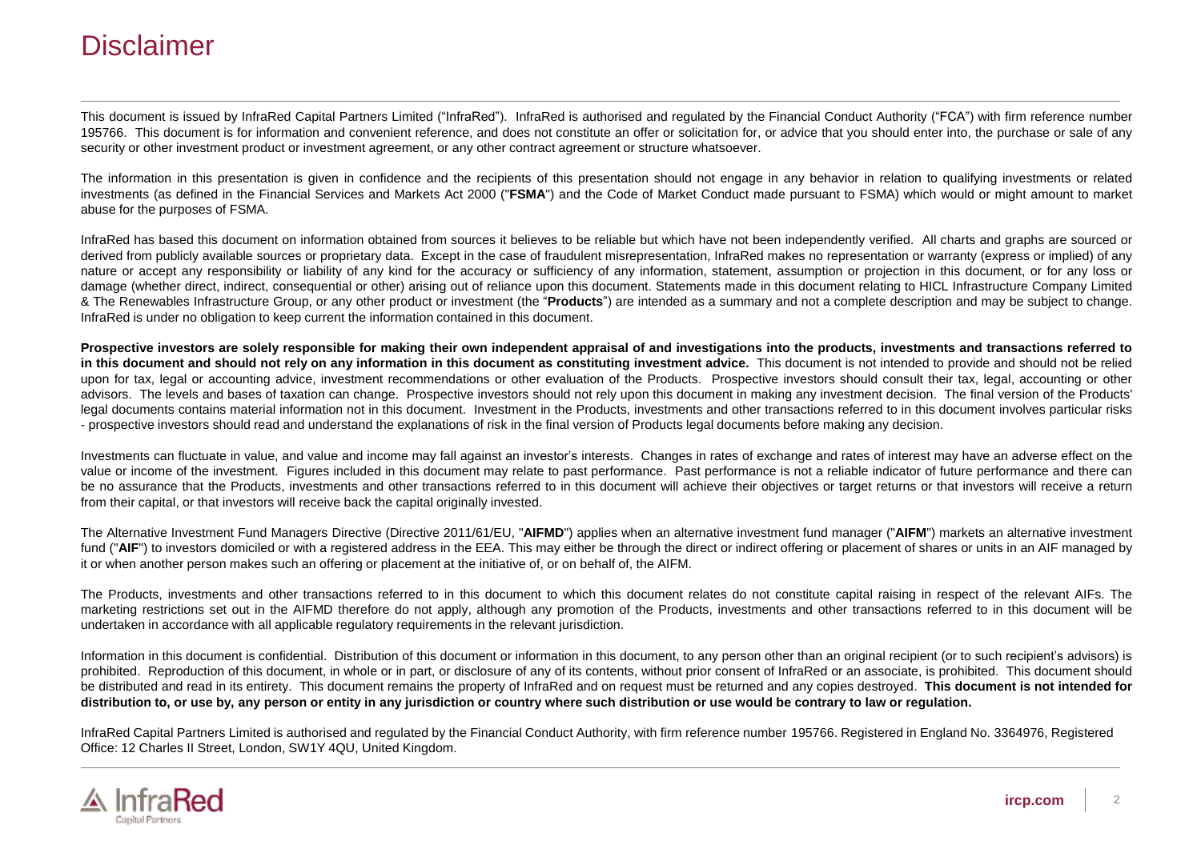# Disclaimer

This document is issued by InfraRed Capital Partners Limited ("InfraRed"). InfraRed is authorised and regulated by the Financial Conduct Authority ("FCA") with firm reference number 195766. This document is for information and convenient reference, and does not constitute an offer or solicitation for, or advice that you should enter into, the purchase or sale of any security or other investment product or investment agreement, or any other contract agreement or structure whatsoever.

The information in this presentation is given in confidence and the recipients of this presentation should not engage in any behavior in relation to qualifying investments or related investments (as defined in the Financial Services and Markets Act 2000 ("**FSMA**") and the Code of Market Conduct made pursuant to FSMA) which would or might amount to market abuse for the purposes of FSMA.

InfraRed has based this document on information obtained from sources it believes to be reliable but which have not been independently verified. All charts and graphs are sourced or derived from publicly available sources or proprietary data. Except in the case of fraudulent misrepresentation, InfraRed makes no representation or warranty (express or implied) of any nature or accept any responsibility or liability of any kind for the accuracy or sufficiency of any information, statement, assumption or projection in this document, or for any loss or damage (whether direct, indirect, consequential or other) arising out of reliance upon this document. Statements made in this document relating to HICL Infrastructure Company Limited & The Renewables Infrastructure Group, or any other product or investment (the "**Products**") are intended as a summary and not a complete description and may be subject to change. InfraRed is under no obligation to keep current the information contained in this document.

**Prospective investors are solely responsible for making their own independent appraisal of and investigations into the products, investments and transactions referred to in this document and should not rely on any information in this document as constituting investment advice.** This document is not intended to provide and should not be relied upon for tax, legal or accounting advice, investment recommendations or other evaluation of the Products. Prospective investors should consult their tax, legal, accounting or other advisors. The levels and bases of taxation can change. Prospective investors should not rely upon this document in making any investment decision. The final version of the Products' legal documents contains material information not in this document. Investment in the Products, investments and other transactions referred to in this document involves particular risks - prospective investors should read and understand the explanations of risk in the final version of Products legal documents before making any decision.

Investments can fluctuate in value, and value and income may fall against an investor's interests. Changes in rates of exchange and rates of interest may have an adverse effect on the value or income of the investment. Figures included in this document may relate to past performance. Past performance is not a reliable indicator of future performance and there can be no assurance that the Products, investments and other transactions referred to in this document will achieve their objectives or target returns or that investors will receive a return from their capital, or that investors will receive back the capital originally invested.

The Alternative Investment Fund Managers Directive (Directive 2011/61/EU, "**AIFMD**") applies when an alternative investment fund manager ("**AIFM**") markets an alternative investment fund ("**AIF**") to investors domiciled or with a registered address in the EEA. This may either be through the direct or indirect offering or placement of shares or units in an AIF managed by it or when another person makes such an offering or placement at the initiative of, or on behalf of, the AIFM.

The Products, investments and other transactions referred to in this document to which this document relates do not constitute capital raising in respect of the relevant AIFs. The marketing restrictions set out in the AIFMD therefore do not apply, although any promotion of the Products, investments and other transactions referred to in this document will be undertaken in accordance with all applicable regulatory requirements in the relevant jurisdiction.

Information in this document is confidential. Distribution of this document or information in this document, to any person other than an original recipient (or to such recipient's advisors) is prohibited. Reproduction of this document, in whole or in part, or disclosure of any of its contents, without prior consent of InfraRed or an associate, is prohibited. This document should be distributed and read in its entirety. This document remains the property of InfraRed and on request must be returned and any copies destroyed. **This document is not intended for distribution to, or use by, any person or entity in any jurisdiction or country where such distribution or use would be contrary to law or regulation.**

InfraRed Capital Partners Limited is authorised and regulated by the Financial Conduct Authority, with firm reference number 195766. Registered in England No. 3364976, Registered Office: 12 Charles II Street, London, SW1Y 4QU, United Kingdom.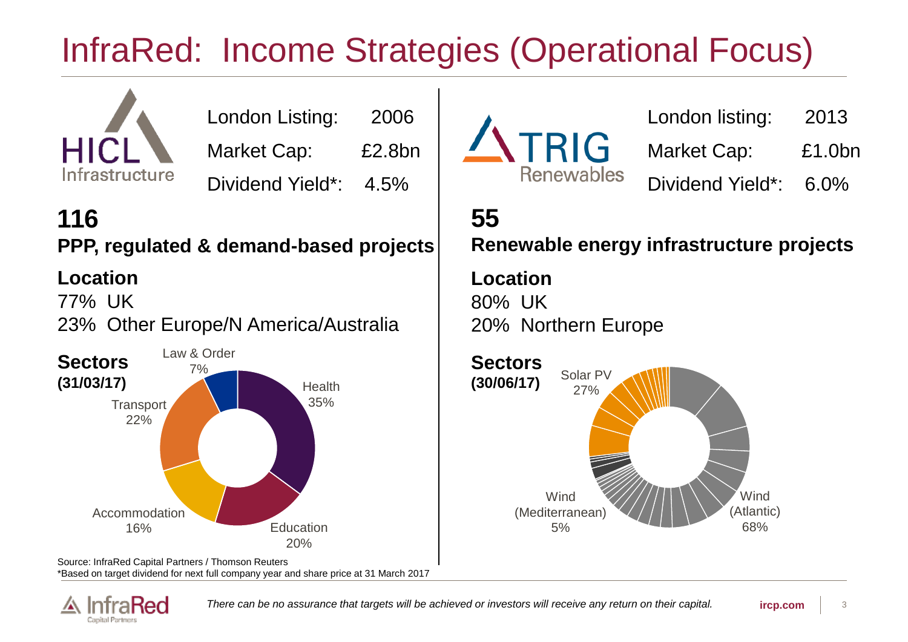# InfraRed: Income Strategies (Operational Focus)

HICL Infrastructure

| | |
|---|---|
| London Listing: | 2006 |
| Market Cap: | £2.8bn |
| Dividend Yield*: | 4.5% |

**116**

**PPP, regulated & demand-based projects**

**Location**

77% UK

23% Other Europe/N America/Australia

**Sectors (31/03/17)**

Health 35%

Education 20%

Accommodation 16%

Transport 22%

Law & Order 7%

TRIG Renewables

| | |
|---|---|
| London listing: | 2013 |
| Market Cap: | £1.0bn |
| Dividend Yield*: | 6.0% |

**55**

**Renewable energy infrastructure projects**

**Location**

80% UK

20% Northern Europe

**Sectors (30/06/17)**

Solar PV 27%

Wind (Atlantic) 68%

Wind (Mediterranean) 5%

Source: InfraRed Capital Partners / Thomson Reuters

*Based on target dividend for next full company year and share price at 31 March 2017

*There can be no assurance that targets will be achieved or investors will receive any return on their capital.*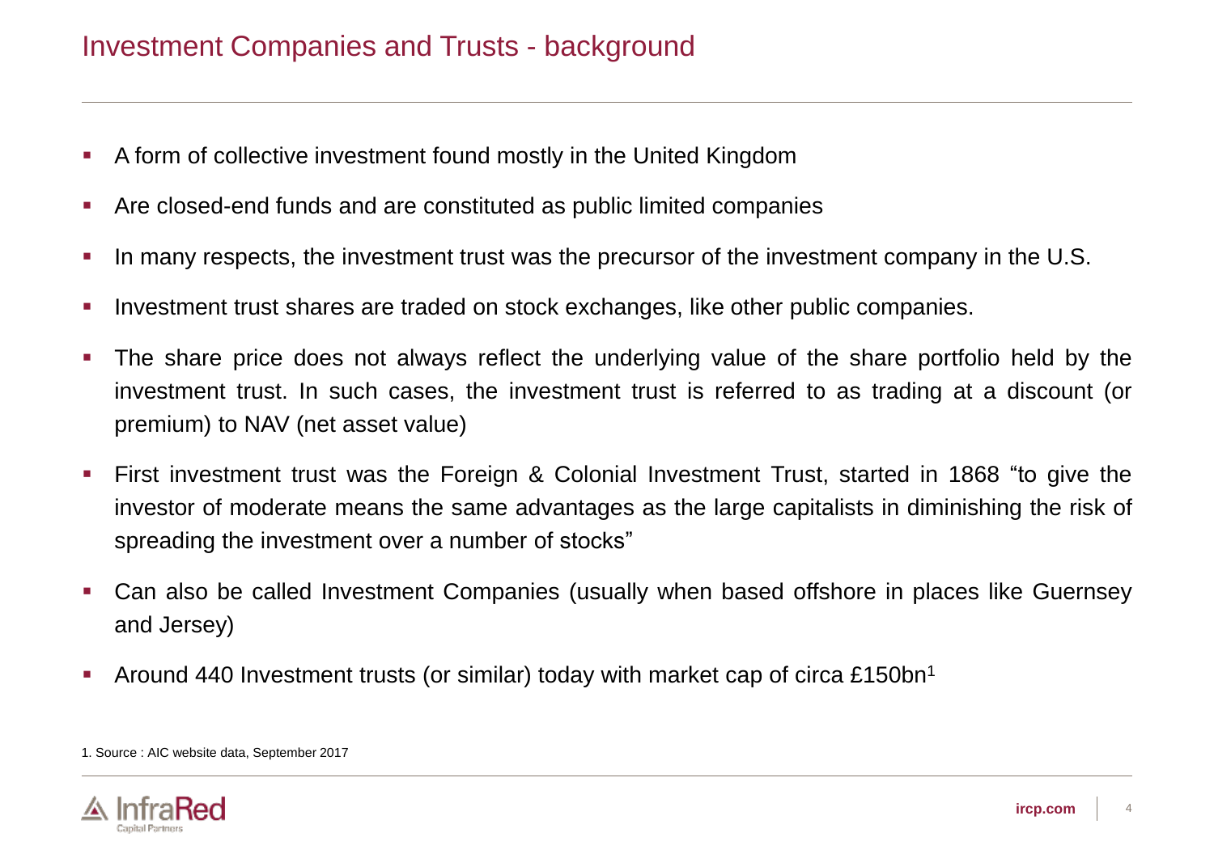# Investment Companies and Trusts - background

- A form of collective investment found mostly in the United Kingdom
- Are closed-end funds and are constituted as public limited companies
- In many respects, the investment trust was the precursor of the investment company in the U.S.
- Investment trust shares are traded on stock exchanges, like other public companies.
- The share price does not always reflect the underlying value of the share portfolio held by the investment trust. In such cases, the investment trust is referred to as trading at a discount (or premium) to NAV (net asset value)
- First investment trust was the Foreign & Colonial Investment Trust, started in 1868 "to give the investor of moderate means the same advantages as the large capitalists in diminishing the risk of spreading the investment over a number of stocks"
- Can also be called Investment Companies (usually when based offshore in places like Guernsey and Jersey)
- Around 440 Investment trusts (or similar) today with market cap of circa £150bn[1]

1. Source : AIC website data, September 2017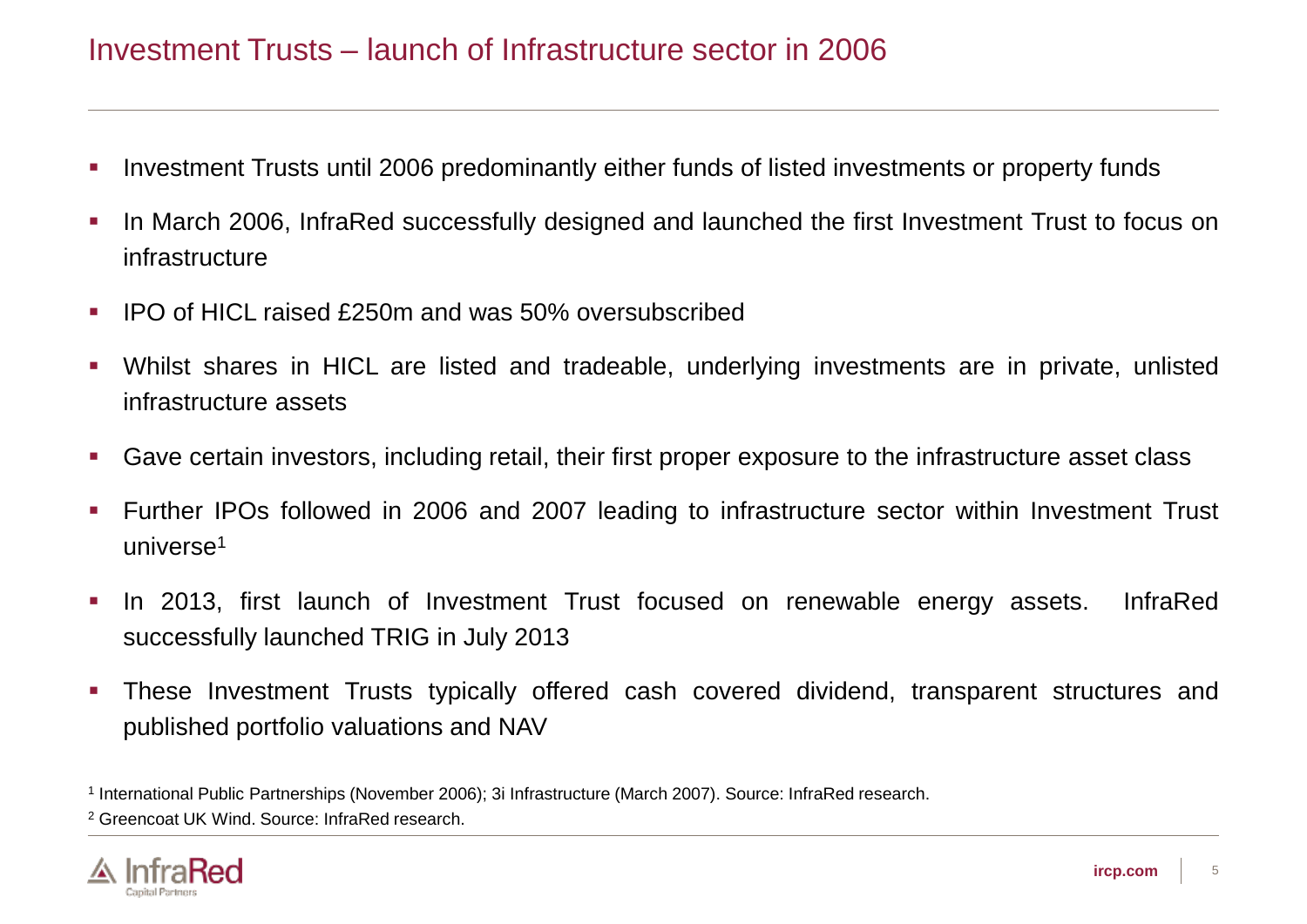## Investment Trusts – launch of Infrastructure sector in 2006

- Investment Trusts until 2006 predominantly either funds of listed investments or property funds
- In March 2006, InfraRed successfully designed and launched the first Investment Trust to focus on infrastructure
- IPO of HICL raised £250m and was 50% oversubscribed
- Whilst shares in HICL are listed and tradeable, underlying investments are in private, unlisted infrastructure assets
- Gave certain investors, including retail, their first proper exposure to the infrastructure asset class
- Further IPOs followed in 2006 and 2007 leading to infrastructure sector within Investment Trust universe[1]
- In 2013, first launch of Investment Trust focused on renewable energy assets. InfraRed successfully launched TRIG in July 2013
- These Investment Trusts typically offered cash covered dividend, transparent structures and published portfolio valuations and NAV

[1] International Public Partnerships (November 2006); 3i Infrastructure (March 2007). Source: InfraRed research.

[2] Greencoat UK Wind. Source: InfraRed research.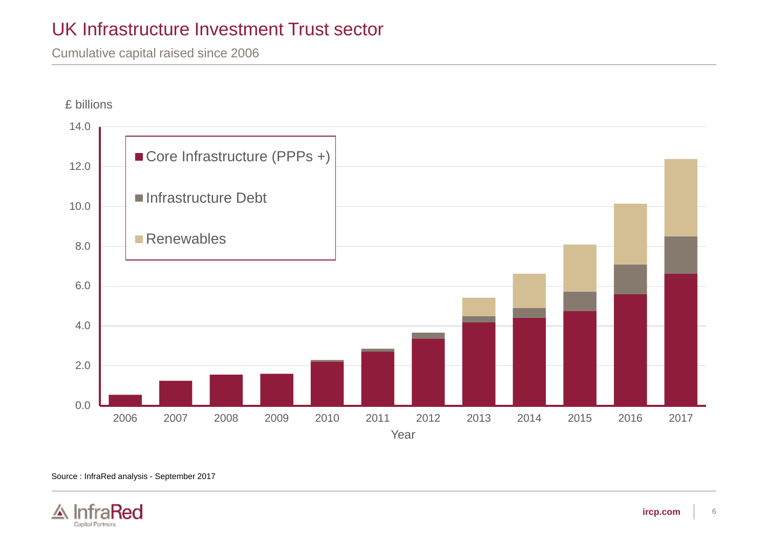# UK Infrastructure Investment Trust sector

Cumulative capital raised since 2006

£ billions

- Core Infrastructure (PPPs +)
- Infrastructure Debt
- Renewables

Year: 2006, 2007, 2008, 2009, 2010, 2011, 2012, 2013, 2014, 2015, 2016, 2017

Source : InfraRed analysis - September 2017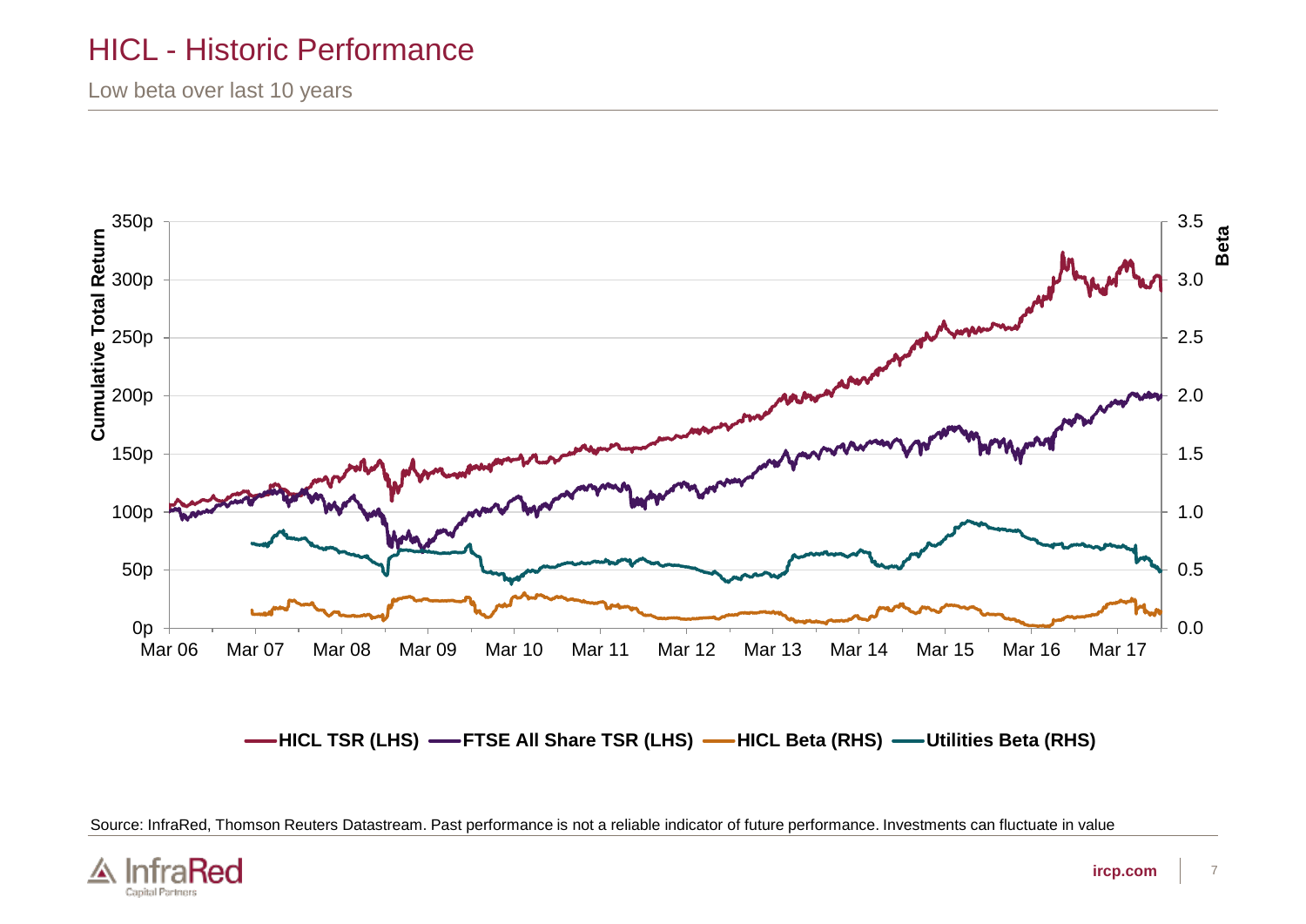# HICL - Historic Performance

Low beta over last 10 years

Cumulative Total Return

350p
300p
250p
200p
150p
100p
50p
0p

Beta

3.5
3.0
2.5
2.0
1.5
1.0
0.5
0.0

Mar 06 Mar 07 Mar 08 Mar 09 Mar 10 Mar 11 Mar 12 Mar 13 Mar 14 Mar 15 Mar 16 Mar 17

**HICL TSR (LHS)** **FTSE All Share TSR (LHS)** **HICL Beta (RHS)** **Utilities Beta (RHS)**

Source: InfraRed, Thomson Reuters Datastream. Past performance is not a reliable indicator of future performance. Investments can fluctuate in value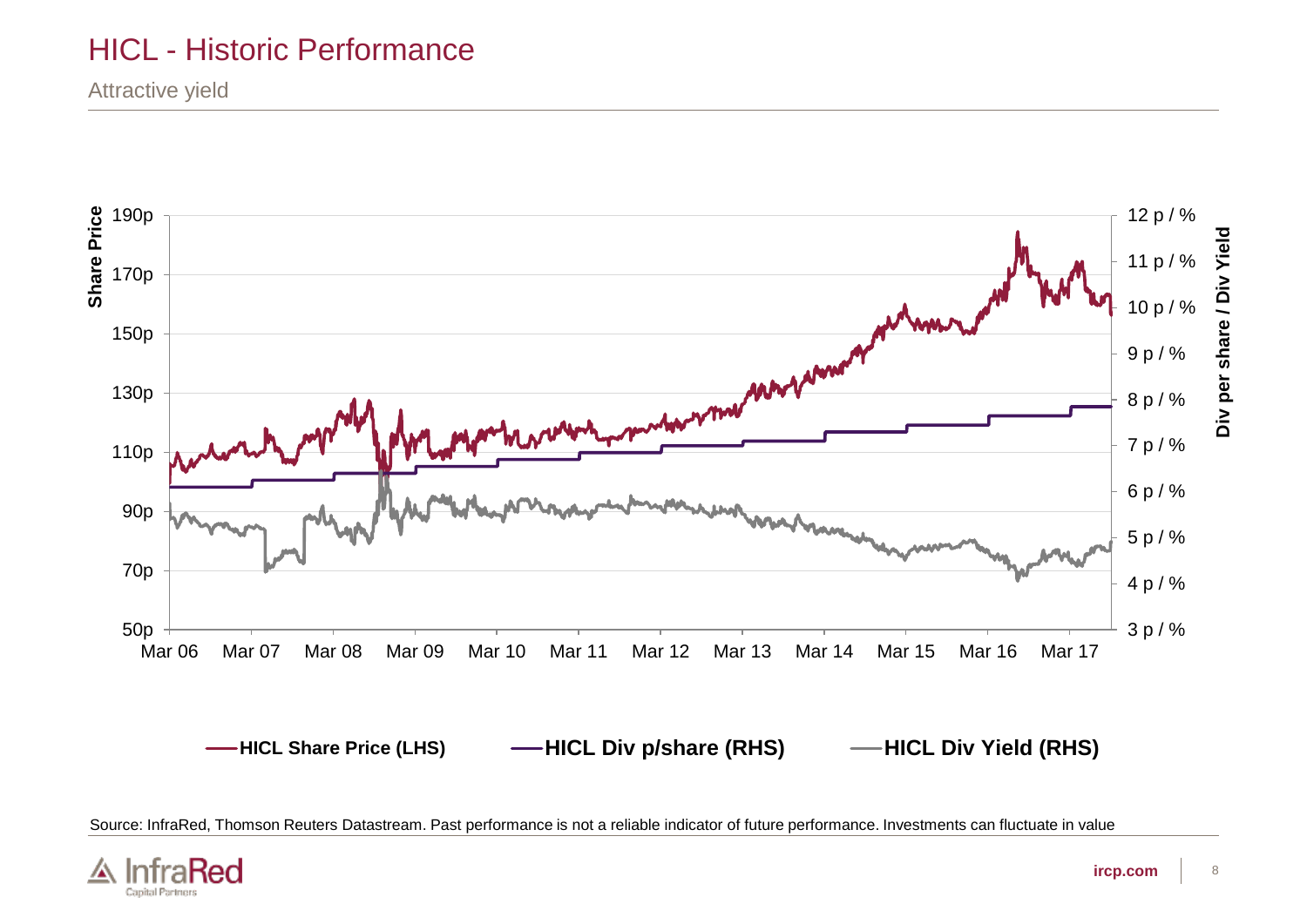# HICL - Historic Performance

## Attractive yield

Share Price

190p
170p
150p
130p
110p
90p
70p
50p

12 p / %
11 p / %
10 p / %
9 p / %
8 p / %
7 p / %
6 p / %
5 p / %
4 p / %
3 p / %

Div per share / Div Yield

Mar 06 | Mar 07 | Mar 08 | Mar 09 | Mar 10 | Mar 11 | Mar 12 | Mar 13 | Mar 14 | Mar 15 | Mar 16 | Mar 17

**HICL Share Price (LHS)** **HICL Div p/share (RHS)** **HICL Div Yield (RHS)**

Source: InfraRed, Thomson Reuters Datastream. Past performance is not a reliable indicator of future performance. Investments can fluctuate in value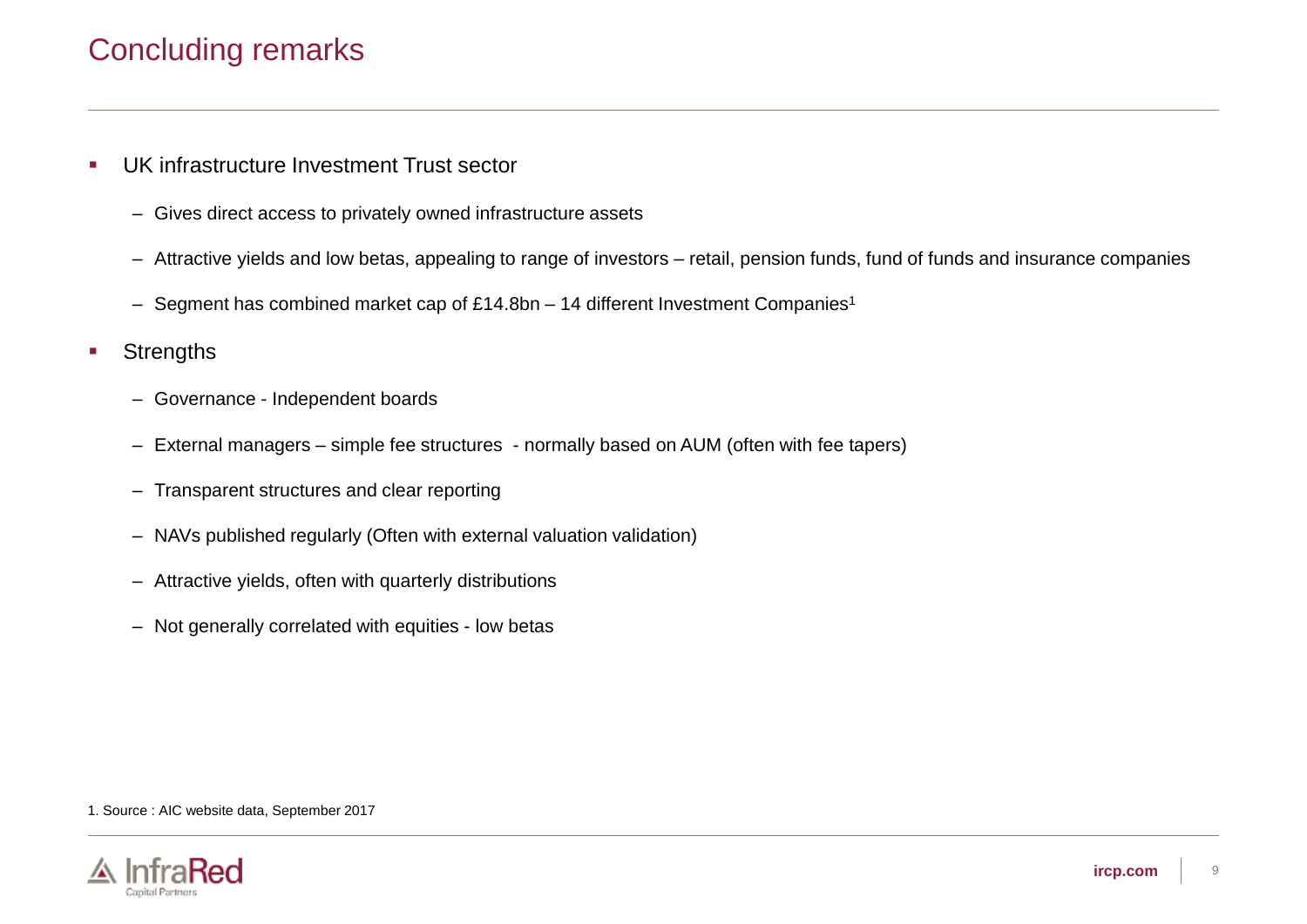# Concluding remarks

- UK infrastructure Investment Trust sector
  - Gives direct access to privately owned infrastructure assets
  - Attractive yields and low betas, appealing to range of investors – retail, pension funds, fund of funds and insurance companies
  - Segment has combined market cap of £14.8bn – 14 different Investment Companies[1]
- Strengths
  - Governance - Independent boards
  - External managers – simple fee structures - normally based on AUM (often with fee tapers)
  - Transparent structures and clear reporting
  - NAVs published regularly (Often with external valuation validation)
  - Attractive yields, often with quarterly distributions
  - Not generally correlated with equities - low betas

1. Source : AIC website data, September 2017